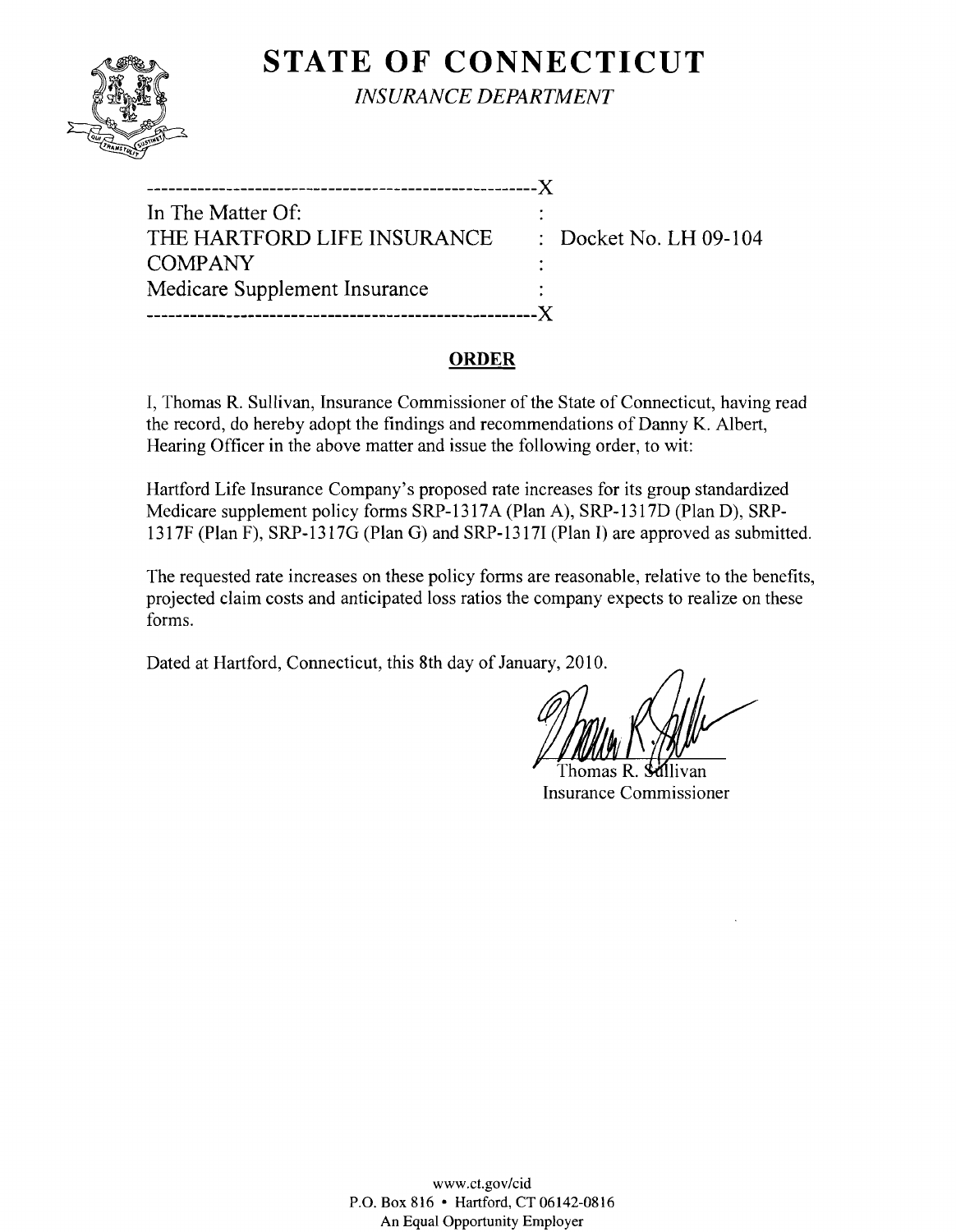# STATE OF CONNECTICUT

*INSURANCE DEPARTMENT*

---

In The Matter Of:
THE HARTFORD LIFE INSURANCE COMPANY
Medicare Supplement Insurance

: Docket No. LH 09-104

---

## ORDER

I, Thomas R. Sullivan, Insurance Commissioner of the State of Connecticut, having read the record, do hereby adopt the findings and recommendations of Danny K. Albert, Hearing Officer in the above matter and issue the following order, to wit:

Hartford Life Insurance Company's proposed rate increases for its group standardized Medicare supplement policy forms SRP-1317A (Plan A), SRP-1317D (Plan D), SRP-1317F (Plan F), SRP-1317G (Plan G) and SRP-1317I (Plan I) are approved as submitted.

The requested rate increases on these policy forms are reasonable, relative to the benefits, projected claim costs and anticipated loss ratios the company expects to realize on these forms.

Dated at Hartford, Connecticut, this 8th day of January, 2010.

Thomas R. Sullivan
Insurance Commissioner

www.ct.gov/cid
P.O. Box 816 • Hartford, CT 06142-0816
An Equal Opportunity Employer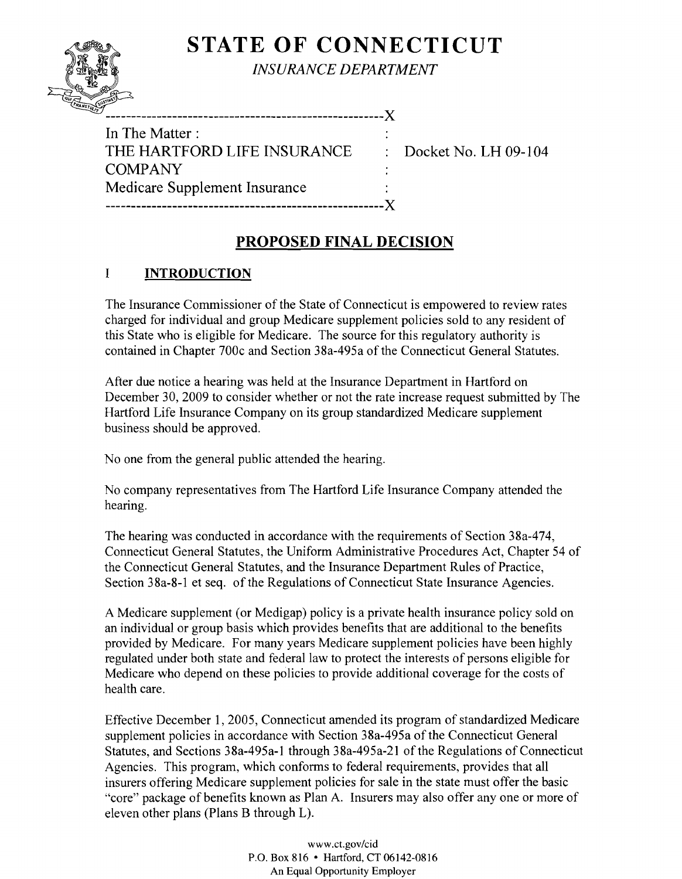# STATE OF CONNECTICUT

*INSURANCE DEPARTMENT*

```
-----------------------------------------------------X
In The Matter :                                      :
THE HARTFORD LIFE INSURANCE                          :   Docket No. LH 09-104
COMPANY                                              :
Medicare Supplement Insurance                        :
-----------------------------------------------------X
```

## PROPOSED FINAL DECISION

### I INTRODUCTION

The Insurance Commissioner of the State of Connecticut is empowered to review rates charged for individual and group Medicare supplement policies sold to any resident of this State who is eligible for Medicare. The source for this regulatory authority is contained in Chapter 700c and Section 38a-495a of the Connecticut General Statutes.

After due notice a hearing was held at the Insurance Department in Hartford on December 30, 2009 to consider whether or not the rate increase request submitted by The Hartford Life Insurance Company on its group standardized Medicare supplement business should be approved.

No one from the general public attended the hearing.

No company representatives from The Hartford Life Insurance Company attended the hearing.

The hearing was conducted in accordance with the requirements of Section 38a-474, Connecticut General Statutes, the Uniform Administrative Procedures Act, Chapter 54 of the Connecticut General Statutes, and the Insurance Department Rules of Practice, Section 38a-8-1 et seq. of the Regulations of Connecticut State Insurance Agencies.

A Medicare supplement (or Medigap) policy is a private health insurance policy sold on an individual or group basis which provides benefits that are additional to the benefits provided by Medicare. For many years Medicare supplement policies have been highly regulated under both state and federal law to protect the interests of persons eligible for Medicare who depend on these policies to provide additional coverage for the costs of health care.

Effective December 1, 2005, Connecticut amended its program of standardized Medicare supplement policies in accordance with Section 38a-495a of the Connecticut General Statutes, and Sections 38a-495a-1 through 38a-495a-21 of the Regulations of Connecticut Agencies. This program, which conforms to federal requirements, provides that all insurers offering Medicare supplement policies for sale in the state must offer the basic "core" package of benefits known as Plan A. Insurers may also offer any one or more of eleven other plans (Plans B through L).

www.ct.gov/cid
P.O. Box 816 • Hartford, CT 06142-0816
An Equal Opportunity Employer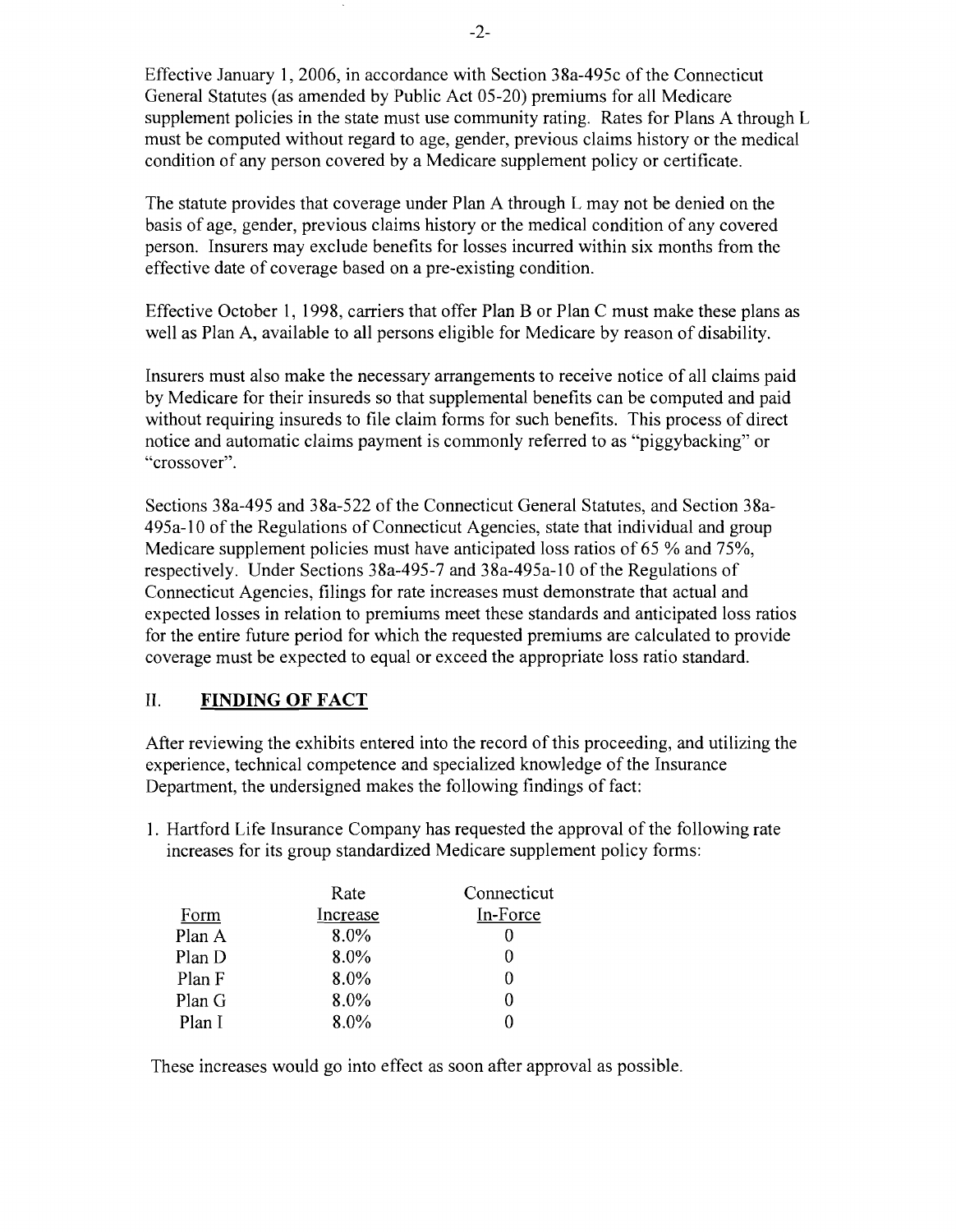Effective January 1, 2006, in accordance with Section 38a-495c of the Connecticut General Statutes (as amended by Public Act 05-20) premiums for all Medicare supplement policies in the state must use community rating. Rates for Plans A through L must be computed without regard to age, gender, previous claims history or the medical condition of any person covered by a Medicare supplement policy or certificate.

The statute provides that coverage under Plan A through L may not be denied on the basis of age, gender, previous claims history or the medical condition of any covered person. Insurers may exclude benefits for losses incurred within six months from the effective date of coverage based on a pre-existing condition.

Effective October 1, 1998, carriers that offer Plan B or Plan C must make these plans as well as Plan A, available to all persons eligible for Medicare by reason of disability.

Insurers must also make the necessary arrangements to receive notice of all claims paid by Medicare for their insureds so that supplemental benefits can be computed and paid without requiring insureds to file claim forms for such benefits. This process of direct notice and automatic claims payment is commonly referred to as "piggybacking" or "crossover".

Sections 38a-495 and 38a-522 of the Connecticut General Statutes, and Section 38a-495a-10 of the Regulations of Connecticut Agencies, state that individual and group Medicare supplement policies must have anticipated loss ratios of 65 % and 75%, respectively. Under Sections 38a-495-7 and 38a-495a-10 of the Regulations of Connecticut Agencies, filings for rate increases must demonstrate that actual and expected losses in relation to premiums meet these standards and anticipated loss ratios for the entire future period for which the requested premiums are calculated to provide coverage must be expected to equal or exceed the appropriate loss ratio standard.

## II. FINDING OF FACT

After reviewing the exhibits entered into the record of this proceeding, and utilizing the experience, technical competence and specialized knowledge of the Insurance Department, the undersigned makes the following findings of fact:

1. Hartford Life Insurance Company has requested the approval of the following rate increases for its group standardized Medicare supplement policy forms:

| Form | Rate Increase | Connecticut In-Force |
|---|---|---|
| Plan A | 8.0% | 0 |
| Plan D | 8.0% | 0 |
| Plan F | 8.0% | 0 |
| Plan G | 8.0% | 0 |
| Plan I | 8.0% | 0 |

These increases would go into effect as soon after approval as possible.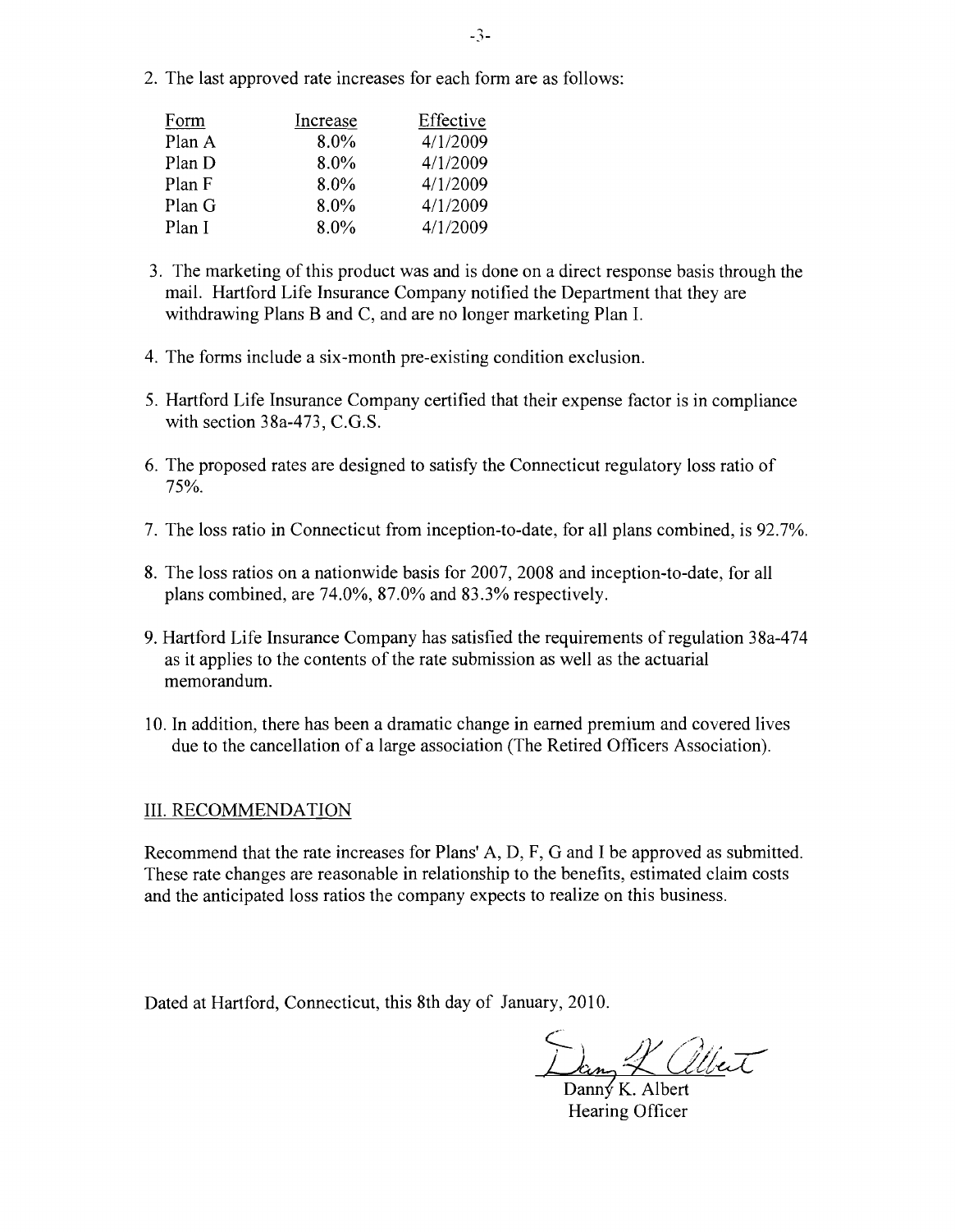2. The last approved rate increases for each form are as follows:

| Form | Increase | Effective |
|---|---|---|
| Plan A | 8.0% | 4/1/2009 |
| Plan D | 8.0% | 4/1/2009 |
| Plan F | 8.0% | 4/1/2009 |
| Plan G | 8.0% | 4/1/2009 |
| Plan I | 8.0% | 4/1/2009 |

3. The marketing of this product was and is done on a direct response basis through the mail. Hartford Life Insurance Company notified the Department that they are withdrawing Plans B and C, and are no longer marketing Plan I.

4. The forms include a six-month pre-existing condition exclusion.

5. Hartford Life Insurance Company certified that their expense factor is in compliance with section 38a-473, C.G.S.

6. The proposed rates are designed to satisfy the Connecticut regulatory loss ratio of 75%.

7. The loss ratio in Connecticut from inception-to-date, for all plans combined, is 92.7%.

8. The loss ratios on a nationwide basis for 2007, 2008 and inception-to-date, for all plans combined, are 74.0%, 87.0% and 83.3% respectively.

9. Hartford Life Insurance Company has satisfied the requirements of regulation 38a-474 as it applies to the contents of the rate submission as well as the actuarial memorandum.

10. In addition, there has been a dramatic change in earned premium and covered lives due to the cancellation of a large association (The Retired Officers Association).

## III. RECOMMENDATION

Recommend that the rate increases for Plans' A, D, F, G and I be approved as submitted. These rate changes are reasonable in relationship to the benefits, estimated claim costs and the anticipated loss ratios the company expects to realize on this business.

Dated at Hartford, Connecticut, this 8th day of January, 2010.

Danny K. Albert
Hearing Officer